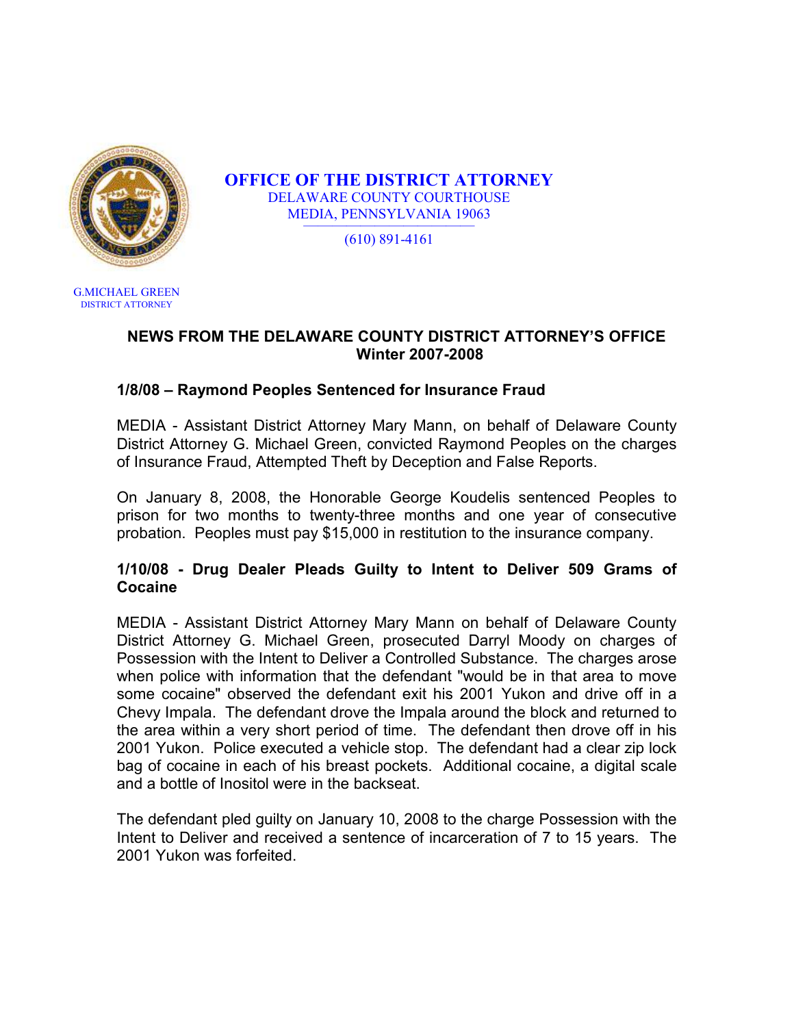**OFFICE OF THE DISTRICT ATTORNEY**
DELAWARE COUNTY COURTHOUSE
MEDIA, PENNSYLVANIA 19063

(610) 891-4161

G.MICHAEL GREEN
DISTRICT ATTORNEY

## NEWS FROM THE DELAWARE COUNTY DISTRICT ATTORNEY'S OFFICE
## Winter 2007-2008

### 1/8/08 – Raymond Peoples Sentenced for Insurance Fraud

MEDIA - Assistant District Attorney Mary Mann, on behalf of Delaware County District Attorney G. Michael Green, convicted Raymond Peoples on the charges of Insurance Fraud, Attempted Theft by Deception and False Reports.

On January 8, 2008, the Honorable George Koudelis sentenced Peoples to prison for two months to twenty-three months and one year of consecutive probation. Peoples must pay $15,000 in restitution to the insurance company.

### 1/10/08 - Drug Dealer Pleads Guilty to Intent to Deliver 509 Grams of Cocaine

MEDIA - Assistant District Attorney Mary Mann on behalf of Delaware County District Attorney G. Michael Green, prosecuted Darryl Moody on charges of Possession with the Intent to Deliver a Controlled Substance. The charges arose when police with information that the defendant "would be in that area to move some cocaine" observed the defendant exit his 2001 Yukon and drive off in a Chevy Impala. The defendant drove the Impala around the block and returned to the area within a very short period of time. The defendant then drove off in his 2001 Yukon. Police executed a vehicle stop. The defendant had a clear zip lock bag of cocaine in each of his breast pockets. Additional cocaine, a digital scale and a bottle of Inositol were in the backseat.

The defendant pled guilty on January 10, 2008 to the charge Possession with the Intent to Deliver and received a sentence of incarceration of 7 to 15 years. The 2001 Yukon was forfeited.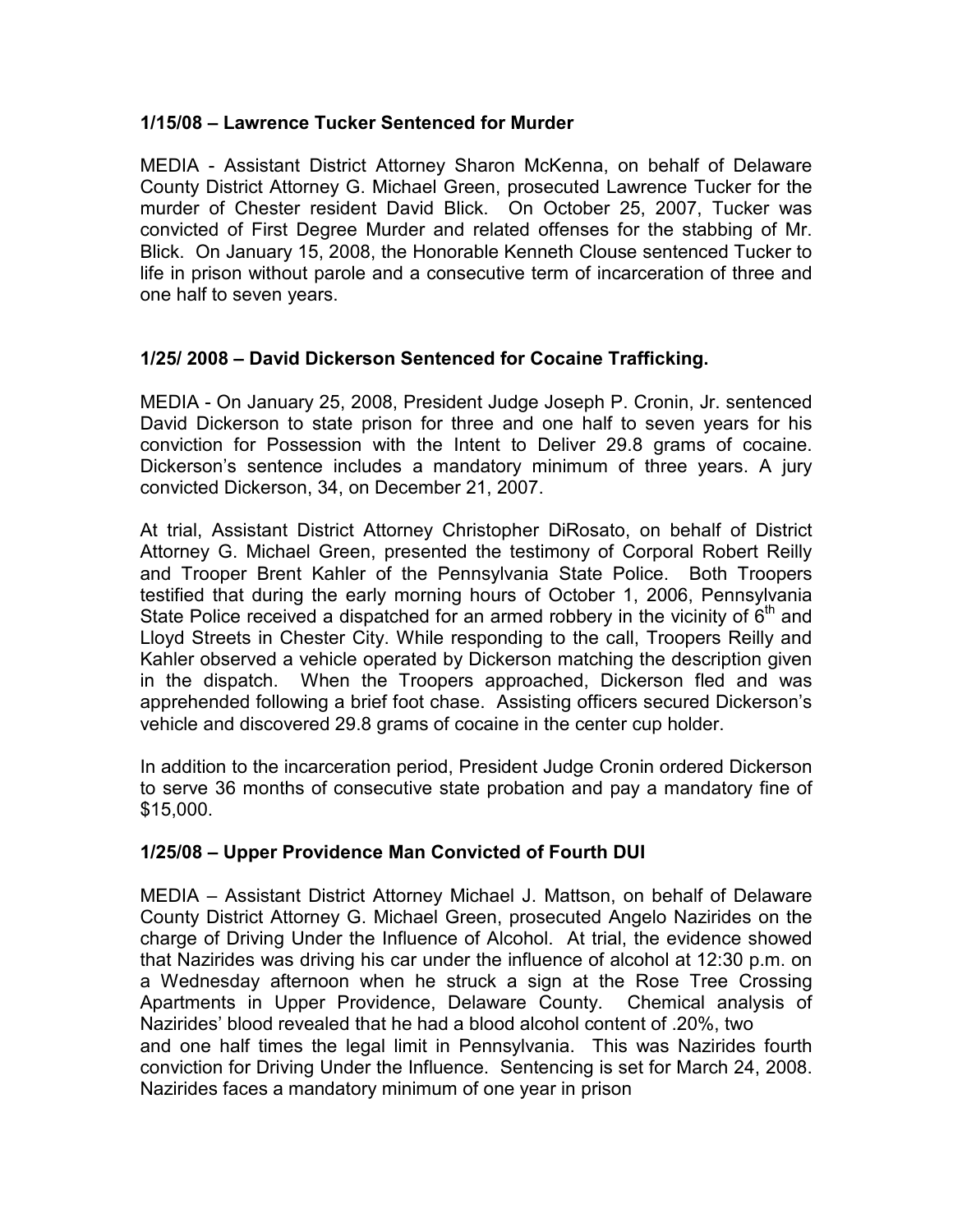### 1/15/08 – Lawrence Tucker Sentenced for Murder

MEDIA - Assistant District Attorney Sharon McKenna, on behalf of Delaware County District Attorney G. Michael Green, prosecuted Lawrence Tucker for the murder of Chester resident David Blick. On October 25, 2007, Tucker was convicted of First Degree Murder and related offenses for the stabbing of Mr. Blick. On January 15, 2008, the Honorable Kenneth Clouse sentenced Tucker to life in prison without parole and a consecutive term of incarceration of three and one half to seven years.

### 1/25/ 2008 – David Dickerson Sentenced for Cocaine Trafficking.

MEDIA - On January 25, 2008, President Judge Joseph P. Cronin, Jr. sentenced David Dickerson to state prison for three and one half to seven years for his conviction for Possession with the Intent to Deliver 29.8 grams of cocaine. Dickerson's sentence includes a mandatory minimum of three years. A jury convicted Dickerson, 34, on December 21, 2007.

At trial, Assistant District Attorney Christopher DiRosato, on behalf of District Attorney G. Michael Green, presented the testimony of Corporal Robert Reilly and Trooper Brent Kahler of the Pennsylvania State Police. Both Troopers testified that during the early morning hours of October 1, 2006, Pennsylvania State Police received a dispatched for an armed robbery in the vicinity of 6th and Lloyd Streets in Chester City. While responding to the call, Troopers Reilly and Kahler observed a vehicle operated by Dickerson matching the description given in the dispatch. When the Troopers approached, Dickerson fled and was apprehended following a brief foot chase. Assisting officers secured Dickerson's vehicle and discovered 29.8 grams of cocaine in the center cup holder.

In addition to the incarceration period, President Judge Cronin ordered Dickerson to serve 36 months of consecutive state probation and pay a mandatory fine of $15,000.

### 1/25/08 – Upper Providence Man Convicted of Fourth DUI

MEDIA – Assistant District Attorney Michael J. Mattson, on behalf of Delaware County District Attorney G. Michael Green, prosecuted Angelo Nazirides on the charge of Driving Under the Influence of Alcohol. At trial, the evidence showed that Nazirides was driving his car under the influence of alcohol at 12:30 p.m. on a Wednesday afternoon when he struck a sign at the Rose Tree Crossing Apartments in Upper Providence, Delaware County. Chemical analysis of Nazirides' blood revealed that he had a blood alcohol content of .20%, two and one half times the legal limit in Pennsylvania. This was Nazirides fourth conviction for Driving Under the Influence. Sentencing is set for March 24, 2008. Nazirides faces a mandatory minimum of one year in prison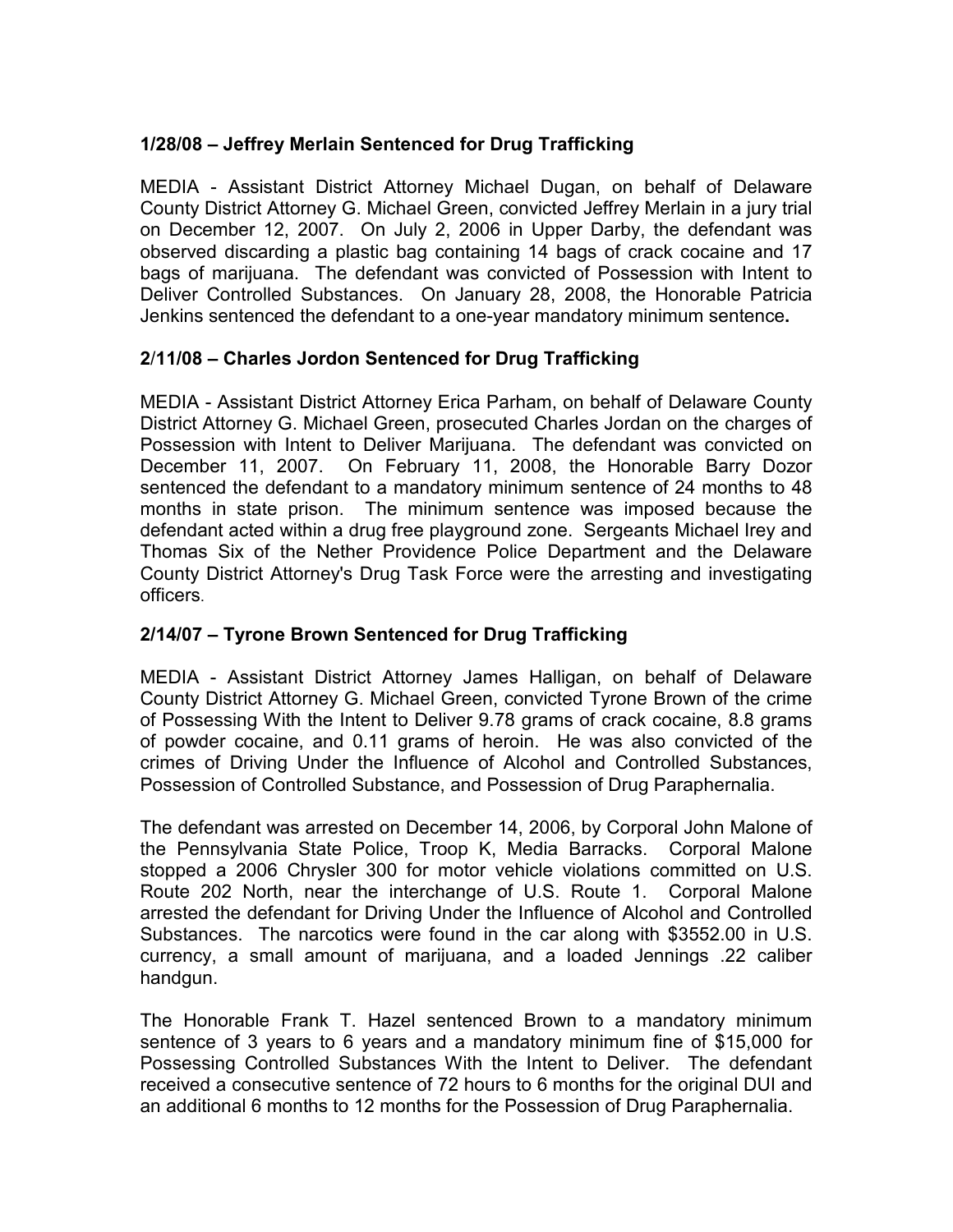### 1/28/08 – Jeffrey Merlain Sentenced for Drug Trafficking

MEDIA - Assistant District Attorney Michael Dugan, on behalf of Delaware County District Attorney G. Michael Green, convicted Jeffrey Merlain in a jury trial on December 12, 2007. On July 2, 2006 in Upper Darby, the defendant was observed discarding a plastic bag containing 14 bags of crack cocaine and 17 bags of marijuana. The defendant was convicted of Possession with Intent to Deliver Controlled Substances. On January 28, 2008, the Honorable Patricia Jenkins sentenced the defendant to a one-year mandatory minimum sentence.

### 2/11/08 – Charles Jordon Sentenced for Drug Trafficking

MEDIA - Assistant District Attorney Erica Parham, on behalf of Delaware County District Attorney G. Michael Green, prosecuted Charles Jordan on the charges of Possession with Intent to Deliver Marijuana. The defendant was convicted on December 11, 2007. On February 11, 2008, the Honorable Barry Dozor sentenced the defendant to a mandatory minimum sentence of 24 months to 48 months in state prison. The minimum sentence was imposed because the defendant acted within a drug free playground zone. Sergeants Michael Irey and Thomas Six of the Nether Providence Police Department and the Delaware County District Attorney's Drug Task Force were the arresting and investigating officers.

### 2/14/07 – Tyrone Brown Sentenced for Drug Trafficking

MEDIA - Assistant District Attorney James Halligan, on behalf of Delaware County District Attorney G. Michael Green, convicted Tyrone Brown of the crime of Possessing With the Intent to Deliver 9.78 grams of crack cocaine, 8.8 grams of powder cocaine, and 0.11 grams of heroin. He was also convicted of the crimes of Driving Under the Influence of Alcohol and Controlled Substances, Possession of Controlled Substance, and Possession of Drug Paraphernalia.

The defendant was arrested on December 14, 2006, by Corporal John Malone of the Pennsylvania State Police, Troop K, Media Barracks. Corporal Malone stopped a 2006 Chrysler 300 for motor vehicle violations committed on U.S. Route 202 North, near the interchange of U.S. Route 1. Corporal Malone arrested the defendant for Driving Under the Influence of Alcohol and Controlled Substances. The narcotics were found in the car along with $3552.00 in U.S. currency, a small amount of marijuana, and a loaded Jennings .22 caliber handgun.

The Honorable Frank T. Hazel sentenced Brown to a mandatory minimum sentence of 3 years to 6 years and a mandatory minimum fine of $15,000 for Possessing Controlled Substances With the Intent to Deliver. The defendant received a consecutive sentence of 72 hours to 6 months for the original DUI and an additional 6 months to 12 months for the Possession of Drug Paraphernalia.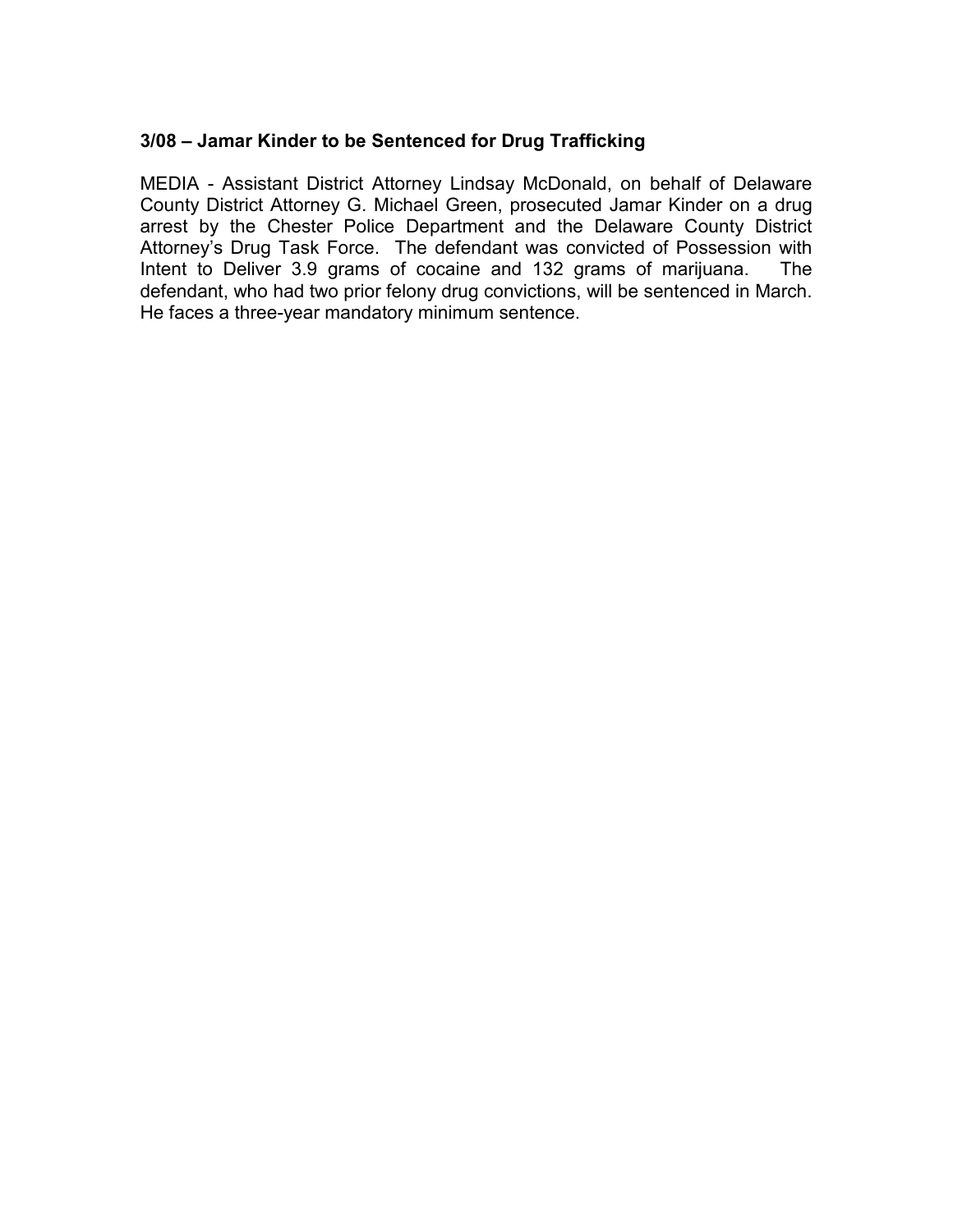**3/08 – Jamar Kinder to be Sentenced for Drug Trafficking**

MEDIA - Assistant District Attorney Lindsay McDonald, on behalf of Delaware County District Attorney G. Michael Green, prosecuted Jamar Kinder on a drug arrest by the Chester Police Department and the Delaware County District Attorney's Drug Task Force. The defendant was convicted of Possession with Intent to Deliver 3.9 grams of cocaine and 132 grams of marijuana. The defendant, who had two prior felony drug convictions, will be sentenced in March. He faces a three-year mandatory minimum sentence.